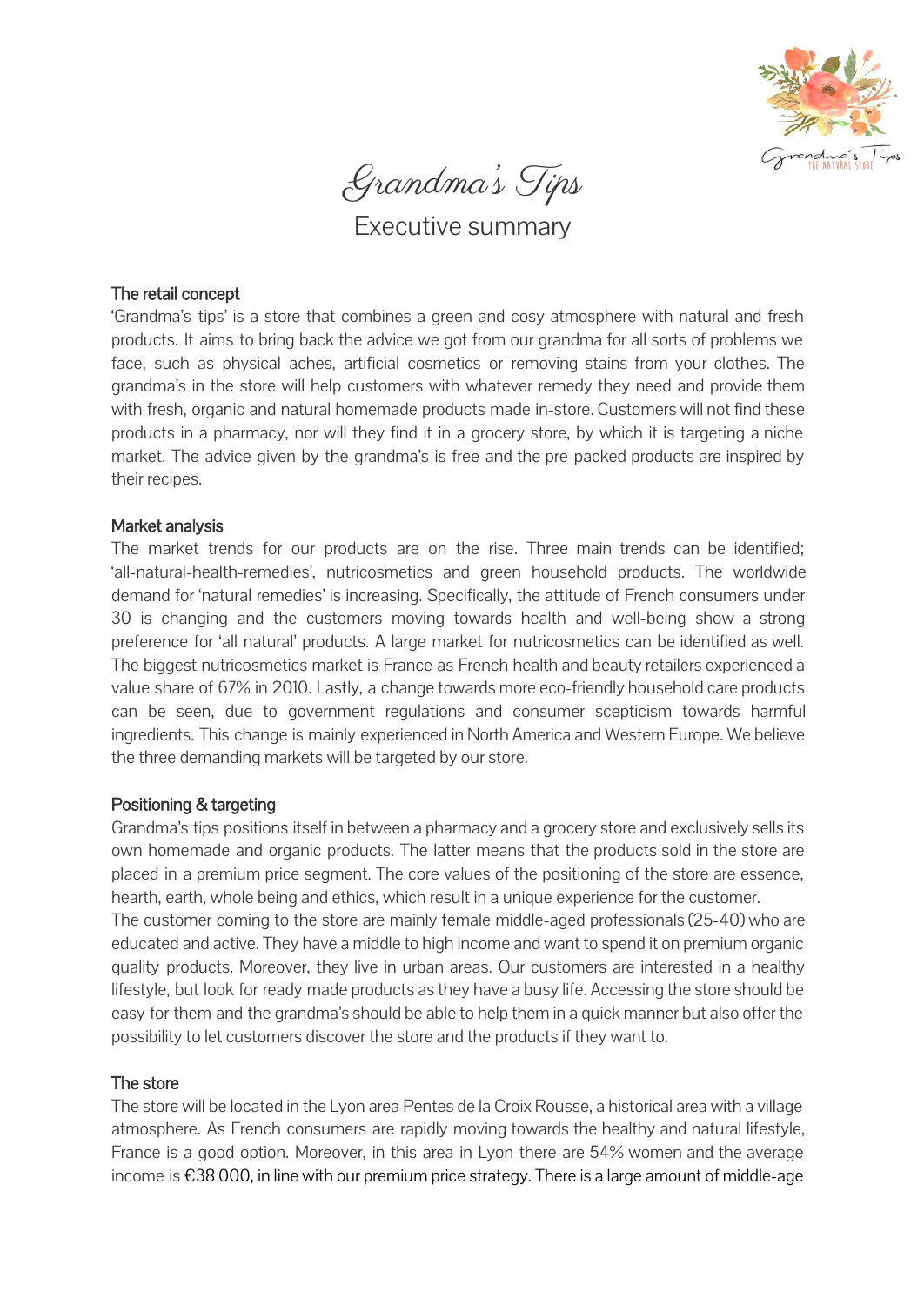# Grandma's Tips

## Executive summary

### The retail concept

'Grandma's tips' is a store that combines a green and cosy atmosphere with natural and fresh products. It aims to bring back the advice we got from our grandma for all sorts of problems we face, such as physical aches, artificial cosmetics or removing stains from your clothes. The grandma's in the store will help customers with whatever remedy they need and provide them with fresh, organic and natural homemade products made in-store. Customers will not find these products in a pharmacy, nor will they find it in a grocery store, by which it is targeting a niche market. The advice given by the grandma's is free and the pre-packed products are inspired by their recipes.

### Market analysis

The market trends for our products are on the rise. Three main trends can be identified; 'all-natural-health-remedies', nutricosmetics and green household products. The worldwide demand for 'natural remedies' is increasing. Specifically, the attitude of French consumers under 30 is changing and the customers moving towards health and well-being show a strong preference for 'all natural' products. A large market for nutricosmetics can be identified as well. The biggest nutricosmetics market is France as French health and beauty retailers experienced a value share of 67% in 2010. Lastly, a change towards more eco-friendly household care products can be seen, due to government regulations and consumer scepticism towards harmful ingredients. This change is mainly experienced in North America and Western Europe. We believe the three demanding markets will be targeted by our store.

### Positioning & targeting

Grandma's tips positions itself in between a pharmacy and a grocery store and exclusively sells its own homemade and organic products. The latter means that the products sold in the store are placed in a premium price segment. The core values of the positioning of the store are essence, hearth, earth, whole being and ethics, which result in a unique experience for the customer.

The customer coming to the store are mainly female middle-aged professionals (25-40) who are educated and active. They have a middle to high income and want to spend it on premium organic quality products. Moreover, they live in urban areas. Our customers are interested in a healthy lifestyle, but look for ready made products as they have a busy life. Accessing the store should be easy for them and the grandma's should be able to help them in a quick manner but also offer the possibility to let customers discover the store and the products if they want to.

### The store

The store will be located in the Lyon area Pentes de la Croix Rousse, a historical area with a village atmosphere. As French consumers are rapidly moving towards the healthy and natural lifestyle, France is a good option. Moreover, in this area in Lyon there are 54% women and the average income is €38 000, in line with our premium price strategy. There is a large amount of middle-age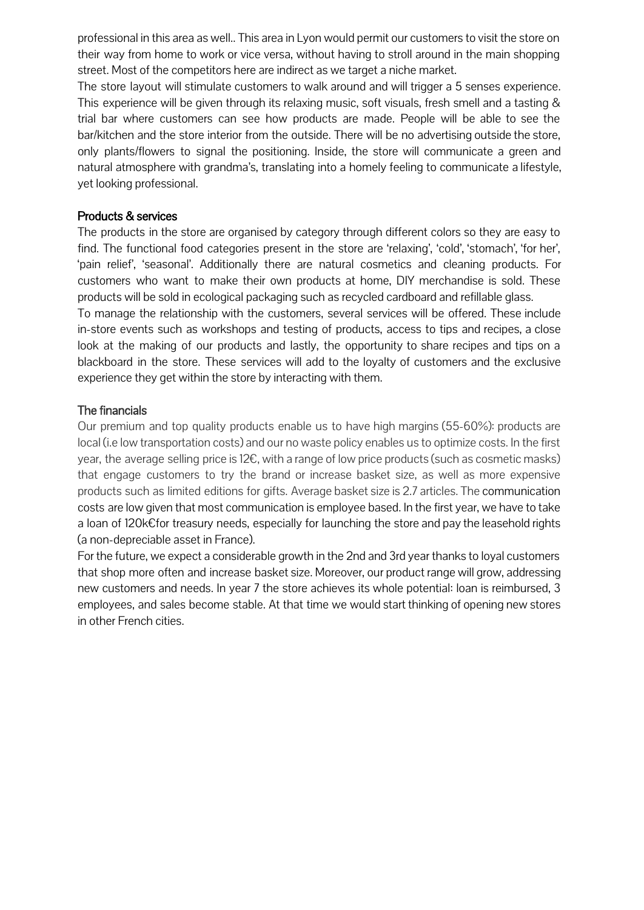professional in this area as well.. This area in Lyon would permit our customers to visit the store on their way from home to work or vice versa, without having to stroll around in the main shopping street. Most of the competitors here are indirect as we target a niche market.

The store layout will stimulate customers to walk around and will trigger a 5 senses experience. This experience will be given through its relaxing music, soft visuals, fresh smell and a tasting & trial bar where customers can see how products are made. People will be able to see the bar/kitchen and the store interior from the outside. There will be no advertising outside the store, only plants/flowers to signal the positioning. Inside, the store will communicate a green and natural atmosphere with grandma's, translating into a homely feeling to communicate a lifestyle, yet looking professional.

## Products & services

The products in the store are organised by category through different colors so they are easy to find. The functional food categories present in the store are 'relaxing', 'cold', 'stomach', 'for her', 'pain relief', 'seasonal'. Additionally there are natural cosmetics and cleaning products. For customers who want to make their own products at home, DIY merchandise is sold. These products will be sold in ecological packaging such as recycled cardboard and refillable glass.

To manage the relationship with the customers, several services will be offered. These include in-store events such as workshops and testing of products, access to tips and recipes, a close look at the making of our products and lastly, the opportunity to share recipes and tips on a blackboard in the store. These services will add to the loyalty of customers and the exclusive experience they get within the store by interacting with them.

## The financials

Our premium and top quality products enable us to have high margins (55-60%): products are local (i.e low transportation costs) and our no waste policy enables us to optimize costs. In the first year, the average selling price is 12€, with a range of low price products (such as cosmetic masks) that engage customers to try the brand or increase basket size, as well as more expensive products such as limited editions for gifts. Average basket size is 2.7 articles. The communication costs are low given that most communication is employee based. In the first year, we have to take a loan of 120k€for treasury needs, especially for launching the store and pay the leasehold rights (a non-depreciable asset in France).

For the future, we expect a considerable growth in the 2nd and 3rd year thanks to loyal customers that shop more often and increase basket size. Moreover, our product range will grow, addressing new customers and needs. In year 7 the store achieves its whole potential: loan is reimbursed, 3 employees, and sales become stable. At that time we would start thinking of opening new stores in other French cities.